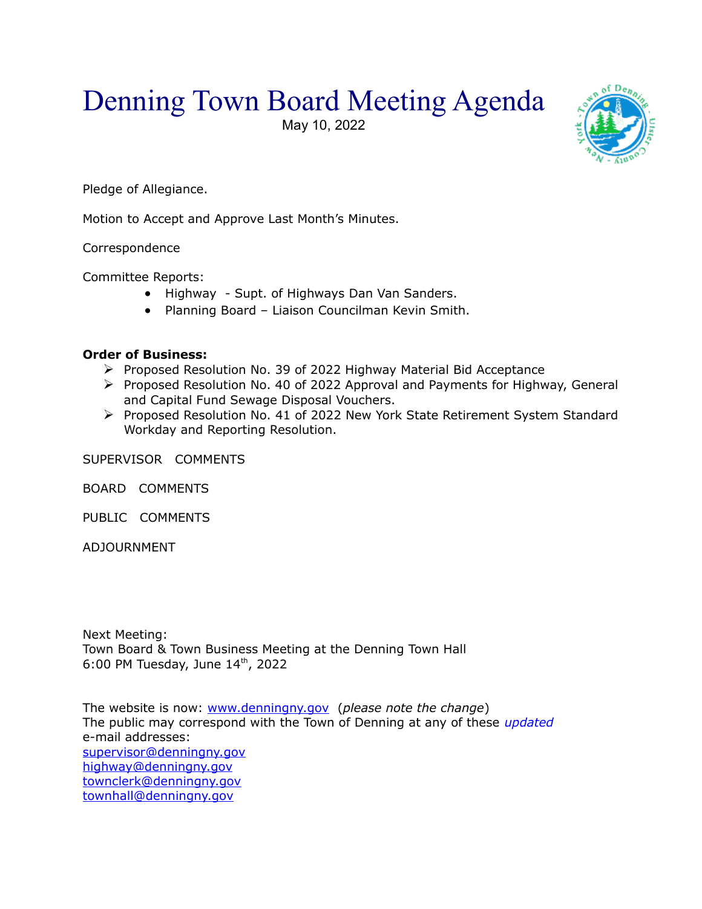# Denning Town Board Meeting Agenda

May 10, 2022

Pledge of Allegiance.

Motion to Accept and Approve Last Month's Minutes.

Correspondence

Committee Reports:

- Highway - Supt. of Highways Dan Van Sanders.
- Planning Board – Liaison Councilman Kevin Smith.

**Order of Business:**

- Proposed Resolution No. 39 of 2022 Highway Material Bid Acceptance
- Proposed Resolution No. 40 of 2022 Approval and Payments for Highway, General and Capital Fund Sewage Disposal Vouchers.
- Proposed Resolution No. 41 of 2022 New York State Retirement System Standard Workday and Reporting Resolution.

SUPERVISOR COMMENTS

BOARD COMMENTS

PUBLIC COMMENTS

ADJOURNMENT

Next Meeting:
Town Board & Town Business Meeting at the Denning Town Hall
6:00 PM Tuesday, June 14th, 2022

The website is now: www.denningny.gov (*please note the change*)
The public may correspond with the Town of Denning at any of these *updated* e-mail addresses:
supervisor@denningny.gov
highway@denningny.gov
townclerk@denningny.gov
townhall@denningny.gov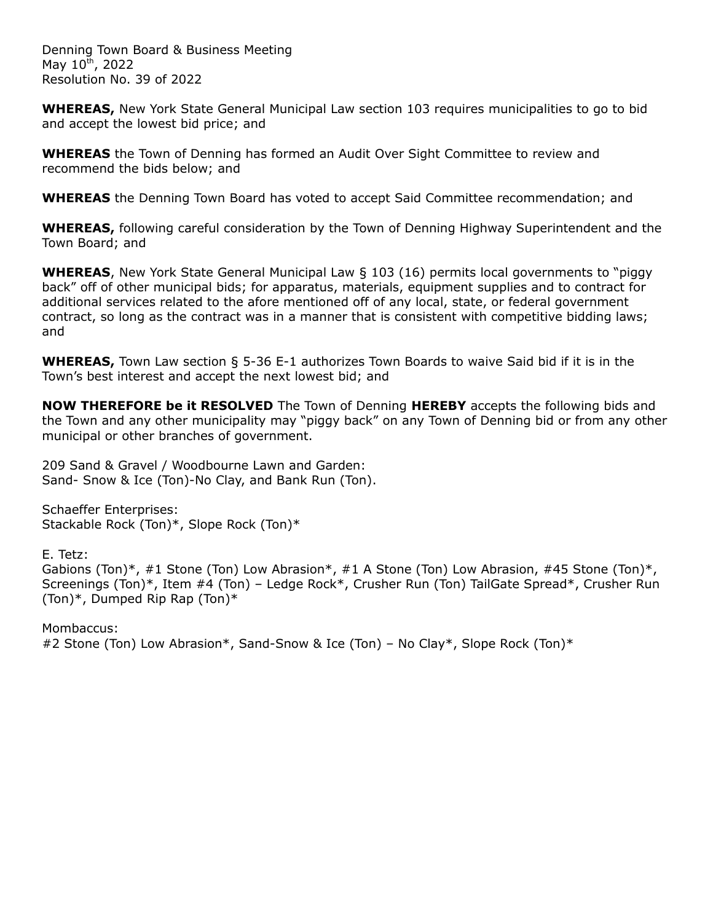Denning Town Board & Business Meeting
May 10th, 2022
Resolution No. 39 of 2022

**WHEREAS,** New York State General Municipal Law section 103 requires municipalities to go to bid and accept the lowest bid price; and

**WHEREAS** the Town of Denning has formed an Audit Over Sight Committee to review and recommend the bids below; and

**WHEREAS** the Denning Town Board has voted to accept Said Committee recommendation; and

**WHEREAS,** following careful consideration by the Town of Denning Highway Superintendent and the Town Board; and

**WHEREAS**, New York State General Municipal Law § 103 (16) permits local governments to "piggy back" off of other municipal bids; for apparatus, materials, equipment supplies and to contract for additional services related to the afore mentioned off of any local, state, or federal government contract, so long as the contract was in a manner that is consistent with competitive bidding laws; and

**WHEREAS,** Town Law section § 5-36 E-1 authorizes Town Boards to waive Said bid if it is in the Town's best interest and accept the next lowest bid; and

**NOW THEREFORE be it RESOLVED** The Town of Denning **HEREBY** accepts the following bids and the Town and any other municipality may "piggy back" on any Town of Denning bid or from any other municipal or other branches of government.

209 Sand & Gravel / Woodbourne Lawn and Garden:
Sand- Snow & Ice (Ton)-No Clay, and Bank Run (Ton).

Schaeffer Enterprises:
Stackable Rock (Ton)*, Slope Rock (Ton)*

E. Tetz:
Gabions (Ton)*, #1 Stone (Ton) Low Abrasion*, #1 A Stone (Ton) Low Abrasion, #45 Stone (Ton)*, Screenings (Ton)*, Item #4 (Ton) – Ledge Rock*, Crusher Run (Ton) TailGate Spread*, Crusher Run (Ton)*, Dumped Rip Rap (Ton)*

Mombaccus:
#2 Stone (Ton) Low Abrasion*, Sand-Snow & Ice (Ton) – No Clay*, Slope Rock (Ton)*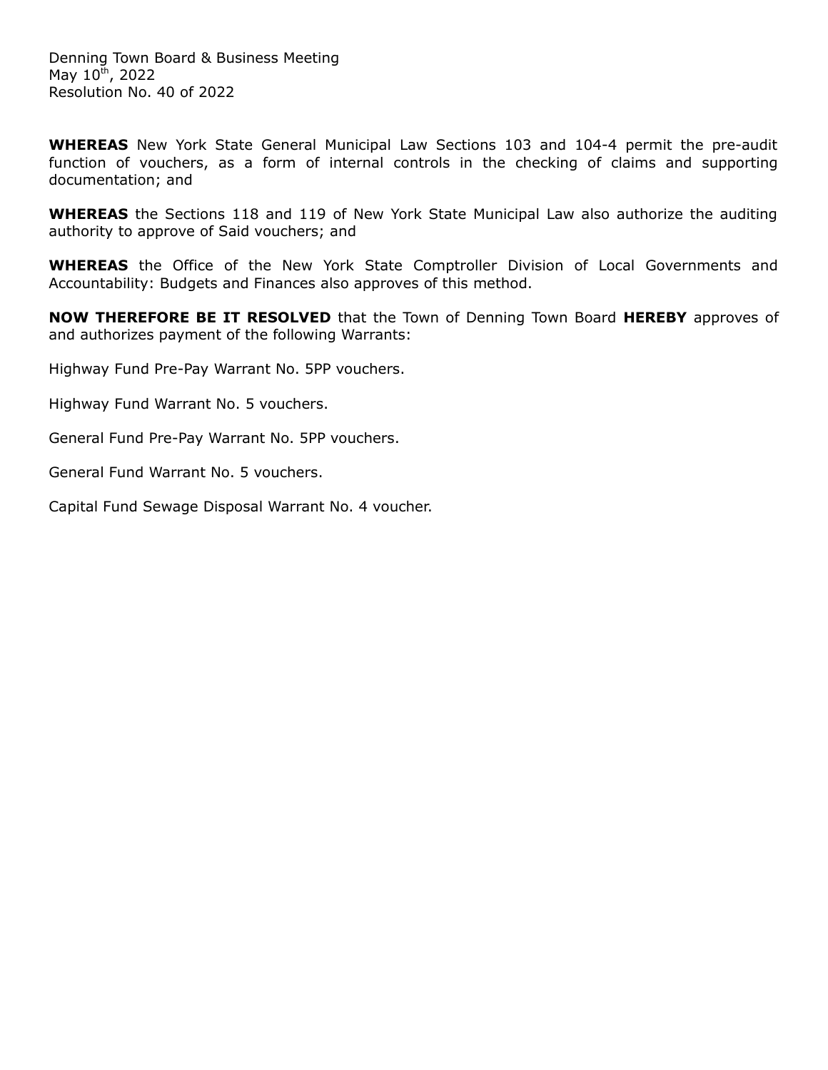Denning Town Board & Business Meeting
May 10th, 2022
Resolution No. 40 of 2022

**WHEREAS** New York State General Municipal Law Sections 103 and 104-4 permit the pre-audit function of vouchers, as a form of internal controls in the checking of claims and supporting documentation; and

**WHEREAS** the Sections 118 and 119 of New York State Municipal Law also authorize the auditing authority to approve of Said vouchers; and

**WHEREAS** the Office of the New York State Comptroller Division of Local Governments and Accountability: Budgets and Finances also approves of this method.

**NOW THEREFORE BE IT RESOLVED** that the Town of Denning Town Board **HEREBY** approves of and authorizes payment of the following Warrants:

Highway Fund Pre-Pay Warrant No. 5PP vouchers.

Highway Fund Warrant No. 5 vouchers.

General Fund Pre-Pay Warrant No. 5PP vouchers.

General Fund Warrant No. 5 vouchers.

Capital Fund Sewage Disposal Warrant No. 4 voucher.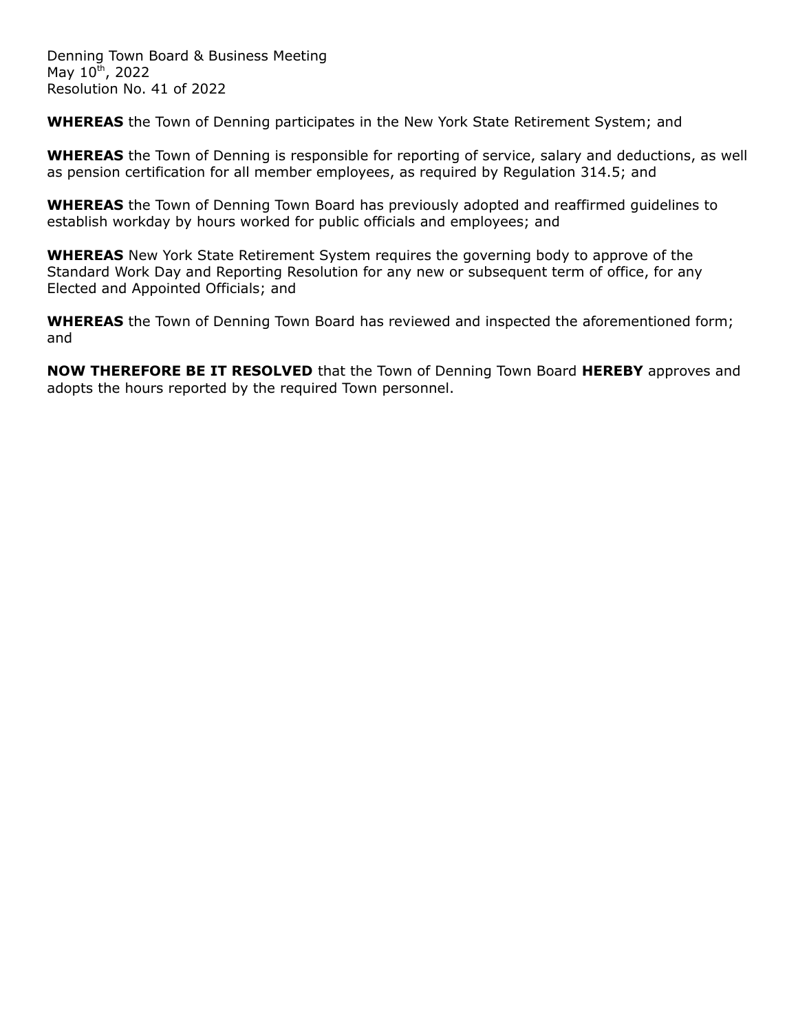Denning Town Board & Business Meeting
May 10th, 2022
Resolution No. 41 of 2022

**WHEREAS** the Town of Denning participates in the New York State Retirement System; and

**WHEREAS** the Town of Denning is responsible for reporting of service, salary and deductions, as well as pension certification for all member employees, as required by Regulation 314.5; and

**WHEREAS** the Town of Denning Town Board has previously adopted and reaffirmed guidelines to establish workday by hours worked for public officials and employees; and

**WHEREAS** New York State Retirement System requires the governing body to approve of the Standard Work Day and Reporting Resolution for any new or subsequent term of office, for any Elected and Appointed Officials; and

**WHEREAS** the Town of Denning Town Board has reviewed and inspected the aforementioned form; and

**NOW THEREFORE BE IT RESOLVED** that the Town of Denning Town Board **HEREBY** approves and adopts the hours reported by the required Town personnel.